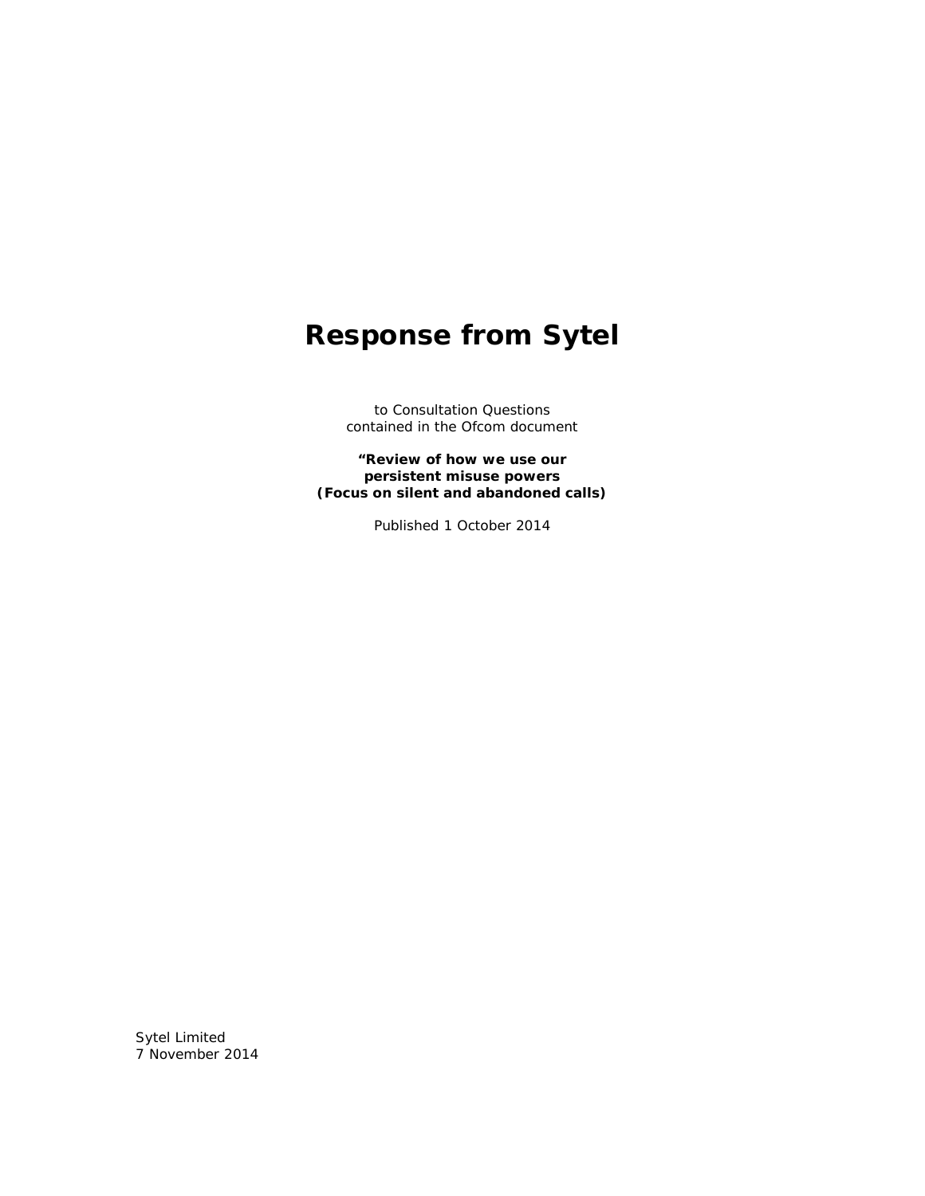# Response from Sytel

to Consultation Questions
contained in the Ofcom document

**"Review of how we use our**
**persistent misuse powers**
**(Focus on silent and abandoned calls)**

Published 1 October 2014

Sytel Limited
7 November 2014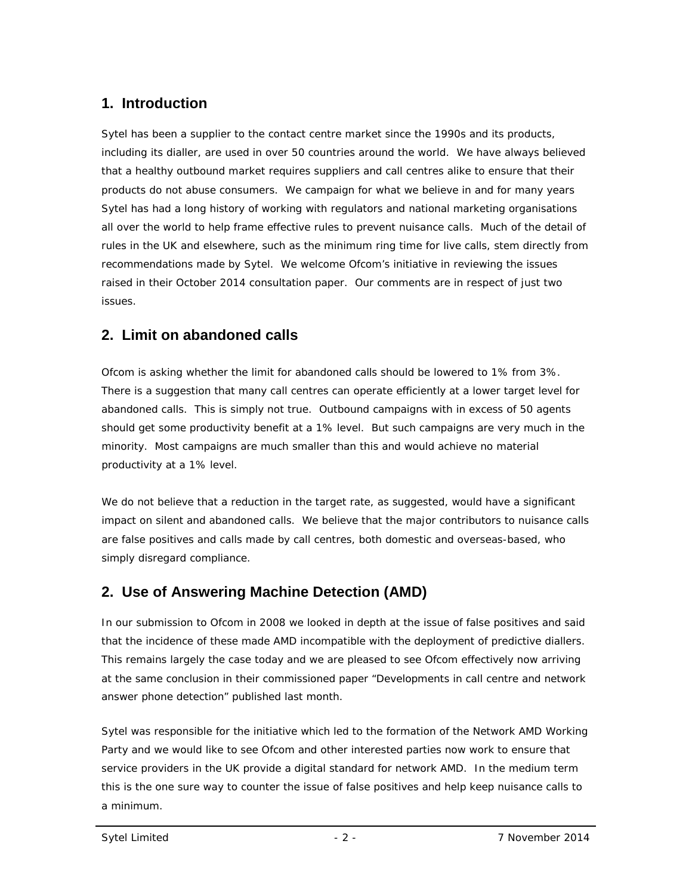## 1. Introduction

Sytel has been a supplier to the contact centre market since the 1990s and its products, including its dialler, are used in over 50 countries around the world. We have always believed that a healthy outbound market requires suppliers and call centres alike to ensure that their products do not abuse consumers. We campaign for what we believe in and for many years Sytel has had a long history of working with regulators and national marketing organisations all over the world to help frame effective rules to prevent nuisance calls. Much of the detail of rules in the UK and elsewhere, such as the minimum ring time for live calls, stem directly from recommendations made by Sytel. We welcome Ofcom's initiative in reviewing the issues raised in their October 2014 consultation paper. Our comments are in respect of just two issues.

## 2. Limit on abandoned calls

Ofcom is asking whether the limit for abandoned calls should be lowered to 1% from 3%. There is a suggestion that many call centres can operate efficiently at a lower target level for abandoned calls. This is simply not true. Outbound campaigns with in excess of 50 agents should get some productivity benefit at a 1% level. But such campaigns are very much in the minority. Most campaigns are much smaller than this and would achieve no material productivity at a 1% level.

We do not believe that a reduction in the target rate, as suggested, would have a significant impact on silent and abandoned calls. We believe that the major contributors to nuisance calls are false positives and calls made by call centres, both domestic and overseas-based, who simply disregard compliance.

## 2. Use of Answering Machine Detection (AMD)

In our submission to Ofcom in 2008 we looked in depth at the issue of false positives and said that the incidence of these made AMD incompatible with the deployment of predictive diallers. This remains largely the case today and we are pleased to see Ofcom effectively now arriving at the same conclusion in their commissioned paper "Developments in call centre and network answer phone detection" published last month.

Sytel was responsible for the initiative which led to the formation of the Network AMD Working Party and we would like to see Ofcom and other interested parties now work to ensure that service providers in the UK provide a digital standard for network AMD. In the medium term this is the one sure way to counter the issue of false positives and help keep nuisance calls to a minimum.